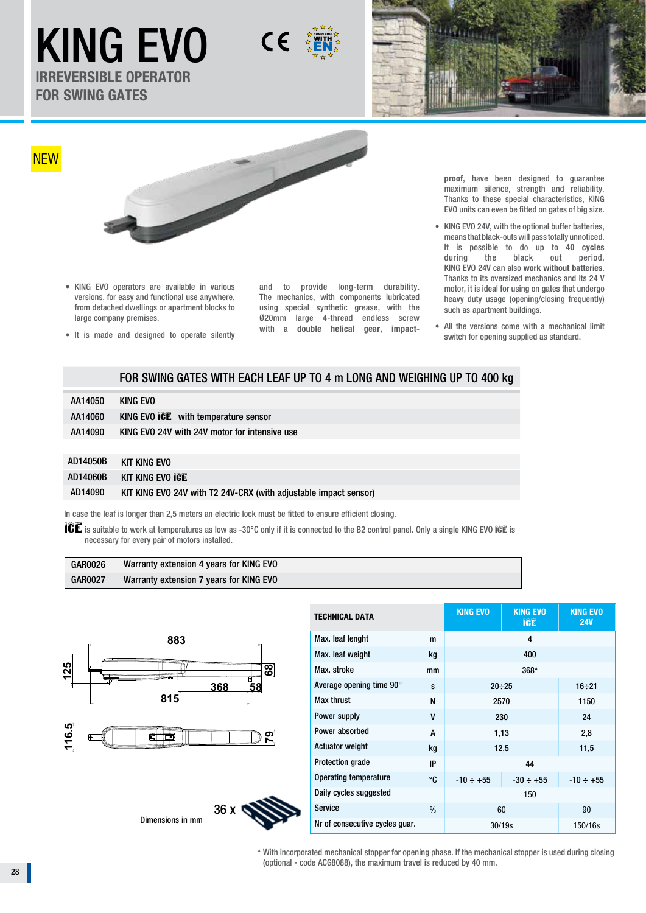# KING EVO

## IRREVERSIBLE OPERATOR FOR SWING GATES

NEW

- KING EVO operators are available in various versions, for easy and functional use anywhere, from detached dwellings or apartment blocks to large company premises.
- It is made and designed to operate silently and to provide long-term durability. The mechanics, with components lubricated using special synthetic grease, with the Ø20mm large 4-thread endless screw with a **double helical gear, impact-proof**, have been designed to guarantee maximum silence, strength and reliability. Thanks to these special characteristics, KING EVO units can even be fitted on gates of big size.
- KING EVO 24V, with the optional buffer batteries, means that black-outs will pass totally unnoticed. It is possible to do up to **40 cycles** during the black out period. KING EVO 24V can also **work without batteries**. Thanks to its oversized mechanics and its 24 V motor, it is ideal for using on gates that undergo heavy duty usage (opening/closing frequently) such as apartment buildings.
- All the versions come with a mechanical limit switch for opening supplied as standard.

## FOR SWING GATES WITH EACH LEAF UP TO 4 m LONG AND WEIGHING UP TO 400 kg

| | |
|---|---|
| AA14050 | KING EVO |
| AA14060 | KING EVO ICE with temperature sensor |
| AA14090 | KING EVO 24V with 24V motor for intensive use |

| | |
|---|---|
| AD14050B | KIT KING EVO |
| AD14060B | KIT KING EVO ICE |
| AD14090 | KIT KING EVO 24V with T2 24V-CRX (with adjustable impact sensor) |

In case the leaf is longer than 2,5 meters an electric lock must be fitted to ensure efficient closing.

ICE is suitable to work at temperatures as low as -30°C only if it is connected to the B2 control panel. Only a single KING EVO ICE is necessary for every pair of motors installed.

| | |
|---|---|
| GAR0026 | Warranty extension 4 years for KING EVO |
| GAR0027 | Warranty extension 7 years for KING EVO |

883 / 125 / 68 / 368 / 58 / 815 / 116.5 / 79

Dimensions in mm

36 x

| TECHNICAL DATA | | KING EVO | KING EVO ICE | KING EVO 24V |
|---|---|---|---|---|
| Max. leaf lenght | m | 4 | | |
| Max. leaf weight | kg | 400 | | |
| Max. stroke | mm | 368* | | |
| Average opening time 90° | s | 20÷25 | | 16÷21 |
| Max thrust | N | 2570 | | 1150 |
| Power supply | V | 230 | | 24 |
| Power absorbed | A | 1,13 | | 2,8 |
| Actuator weight | kg | 12,5 | | 11,5 |
| Protection grade | IP | 44 | | |
| Operating temperature | °C | -10 ÷ +55 | -30 ÷ +55 | -10 ÷ +55 |
| Daily cycles suggested | | 150 | | |
| Service | % | 60 | | 90 |
| Nr of consecutive cycles guar. | | 30/19s | | 150/16s |

\* With incorporated mechanical stopper for opening phase. If the mechanical stopper is used during closing (optional - code ACG8088), the maximum travel is reduced by 40 mm.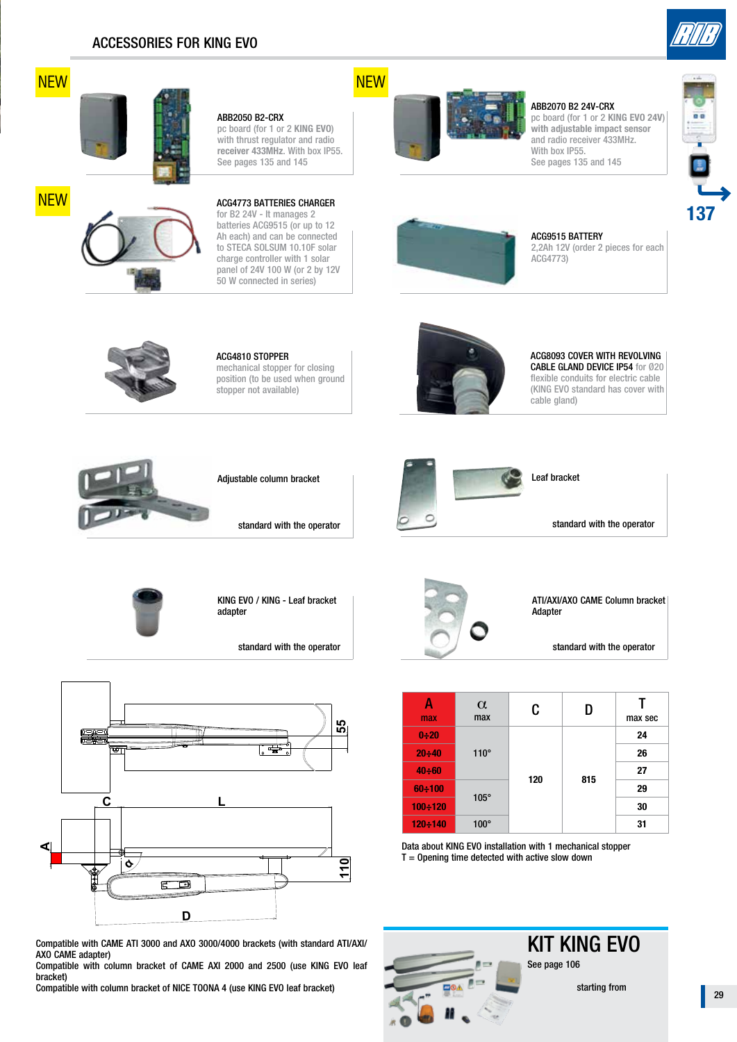# ACCESSORIES FOR KING EVO

NEW

**ABB2050 B2-CRX**
pc board (for 1 or 2 **KING EVO**) with thrust regulator and radio **receiver 433MHz**. With box IP55. See pages 135 and 145

NEW

**ABB2070 B2 24V-CRX**
pc board (for 1 or 2 **KING EVO 24V**) **with adjustable impact sensor** and radio receiver 433MHz. With box IP55. See pages 135 and 145

NEW

**ACG4773 BATTERIES CHARGER**
for B2 24V - It manages 2 batteries ACG9515 (or up to 12 Ah each) and can be connected to STECA SOLSUM 10.10F solar charge controller with 1 solar panel of 24V 100 W (or 2 by 12V 50 W connected in series)

**ACG9515 BATTERY**
2,2Ah 12V (order 2 pieces for each ACG4773)

**ACG4810 STOPPER**
mechanical stopper for closing position (to be used when ground stopper not available)

**ACG8093 COVER WITH REVOLVING CABLE GLAND DEVICE IP54** for Ø20 flexible conduits for electric cable (KING EVO standard has cover with cable gland)

**Adjustable column bracket**

standard with the operator

**Leaf bracket**

standard with the operator

**KING EVO / KING - Leaf bracket adapter**

standard with the operator

**ATI/AXI/AXO CAME Column bracket Adapter**

standard with the operator

137

| A max | α max | C | D | T max sec |
|---|---|---|---|---|
| 0÷20 | 110° | 120 | 815 | 24 |
| 20÷40 | | | | 26 |
| 40÷60 | | | | 27 |
| 60÷100 | 105° | | | 29 |
| 100÷120 | | | | 30 |
| 120÷140 | 100° | | | 31 |

Data about KING EVO installation with 1 mechanical stopper
T = Opening time detected with active slow down

Compatible with CAME ATI 3000 and AXO 3000/4000 brackets (with standard ATI/AXI/AXO CAME adapter)
Compatible with column bracket of CAME AXI 2000 and 2500 (use KING EVO leaf bracket)
Compatible with column bracket of NICE TOONA 4 (use KING EVO leaf bracket)

## KIT KING EVO

See page 106

starting from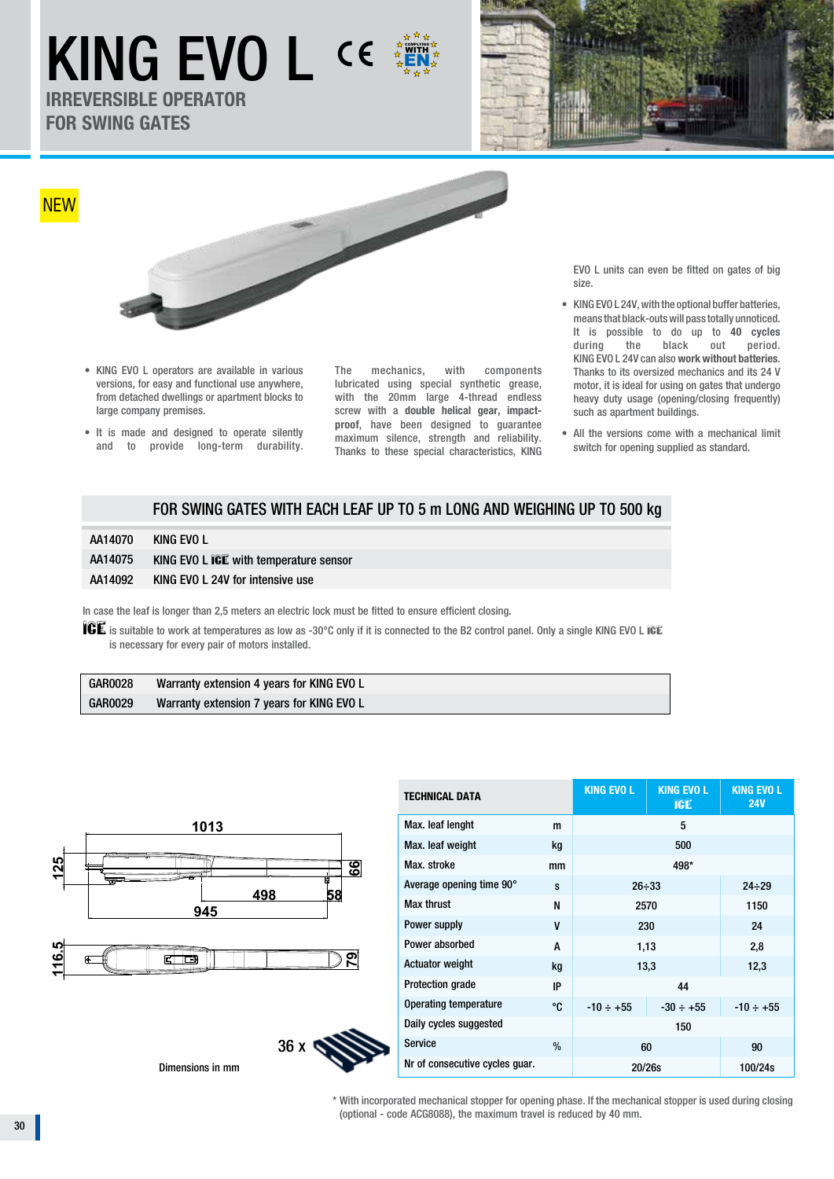# KING EVO L

## IRREVERSIBLE OPERATOR FOR SWING GATES

NEW

- KING EVO L operators are available in various versions, for easy and functional use anywhere, from detached dwellings or apartment blocks to large company premises.
- It is made and designed to operate silently and to provide long-term durability.

The mechanics, with components lubricated using special synthetic grease, with the 20mm large 4-thread endless screw with a **double helical gear, impact-proof**, have been designed to guarantee maximum silence, strength and reliability. Thanks to these special characteristics, KING EVO L units can even be fitted on gates of big size.

- KING EVO L 24V, with the optional buffer batteries, means that black-outs will pass totally unnoticed. It is possible to do up to **40 cycles** during the black out period. KING EVO L 24V can also **work without batteries**. Thanks to its oversized mechanics and its 24 V motor, it is ideal for using on gates that undergo heavy duty usage (opening/closing frequently) such as apartment buildings.
- All the versions come with a mechanical limit switch for opening supplied as standard.

### FOR SWING GATES WITH EACH LEAF UP TO 5 m LONG AND WEIGHING UP TO 500 kg

| | |
|---|---|
| AA14070 | KING EVO L |
| AA14075 | KING EVO L ICE with temperature sensor |
| AA14092 | KING EVO L 24V for intensive use |

In case the leaf is longer than 2,5 meters an electric lock must be fitted to ensure efficient closing.

ICE is suitable to work at temperatures as low as -30°C only if it is connected to the B2 control panel. Only a single KING EVO L ICE is necessary for every pair of motors installed.

| | |
|---|---|
| GAR0028 | Warranty extension 4 years for KING EVO L |
| GAR0029 | Warranty extension 7 years for KING EVO L |

1013, 125, 66, 498, 58, 945, 116.5, 79

36 x

Dimensions in mm

| TECHNICAL DATA | | KING EVO L | KING EVO L ICE | KING EVO L 24V |
|---|---|---|---|---|
| Max. leaf lenght | m | 5 | | |
| Max. leaf weight | kg | 500 | | |
| Max. stroke | mm | 498* | | |
| Average opening time 90° | s | 26÷33 | | 24÷29 |
| Max thrust | N | 2570 | | 1150 |
| Power supply | V | 230 | | 24 |
| Power absorbed | A | 1,13 | | 2,8 |
| Actuator weight | kg | 13,3 | | 12,3 |
| Protection grade | IP | 44 | | |
| Operating temperature | °C | -10 ÷ +55 | -30 ÷ +55 | -10 ÷ +55 |
| Daily cycles suggested | | 150 | | |
| Service | % | 60 | | 90 |
| Nr of consecutive cycles guar. | | 20/26s | | 100/24s |

\* With incorporated mechanical stopper for opening phase. If the mechanical stopper is used during closing (optional - code ACG8088), the maximum travel is reduced by 40 mm.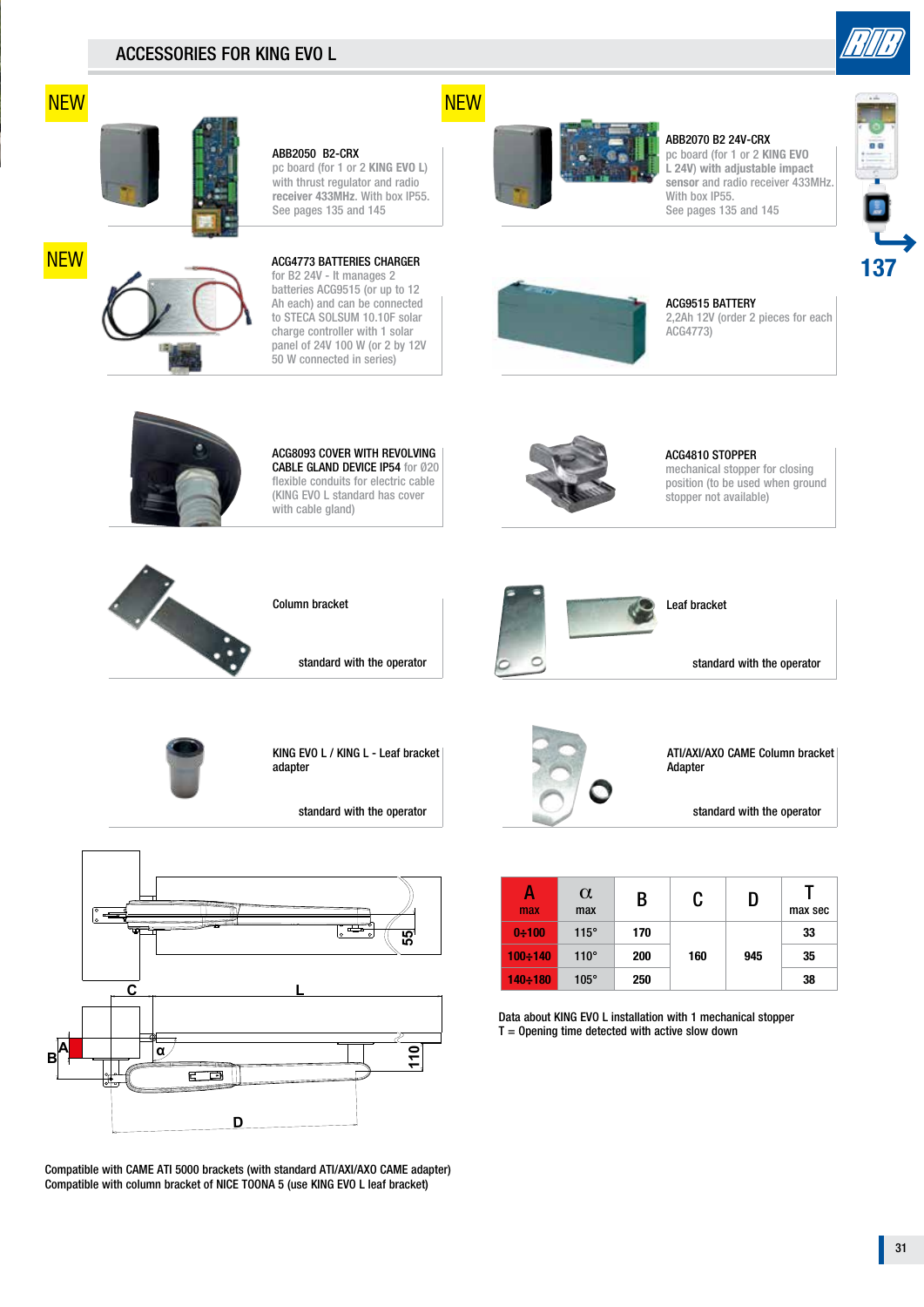# ACCESSORIES FOR KING EVO L

NEW

**ABB2050 B2-CRX**
pc board (for 1 or 2 KING EVO L) with thrust regulator and radio receiver 433MHz. With box IP55.
See pages 135 and 145

NEW

**ABB2070 B2 24V-CRX**
pc board (for 1 or 2 KING EVO L 24V) with adjustable impact sensor and radio receiver 433MHz.
With box IP55.
See pages 135 and 145

NEW

**ACG4773 BATTERIES CHARGER**
for B2 24V - It manages 2 batteries ACG9515 (or up to 12 Ah each) and can be connected to STECA SOLSUM 10.10F solar charge controller with 1 solar panel of 24V 100 W (or 2 by 12V 50 W connected in series)

**ACG9515 BATTERY**
2,2Ah 12V (order 2 pieces for each ACG4773)

**ACG8093 COVER WITH REVOLVING CABLE GLAND DEVICE IP54** for Ø20 flexible conduits for electric cable (KING EVO L standard has cover with cable gland)

**ACG4810 STOPPER**
mechanical stopper for closing position (to be used when ground stopper not available)

Column bracket

standard with the operator

Leaf bracket

standard with the operator

KING EVO L / KING L - Leaf bracket adapter

standard with the operator

ATI/AXI/AXO CAME Column bracket Adapter

standard with the operator

55
C
L
A
B
α
110
D

| A max | α max | B | C | D | T max sec |
|---|---|---|---|---|---|
| 0÷100 | 115° | 170 | 160 | 945 | 33 |
| 100÷140 | 110° | 200 | | | 35 |
| 140÷180 | 105° | 250 | | | 38 |

Data about KING EVO L installation with 1 mechanical stopper
T = Opening time detected with active slow down

Compatible with CAME ATI 5000 brackets (with standard ATI/AXI/AXO CAME adapter)
Compatible with column bracket of NICE TOONA 5 (use KING EVO L leaf bracket)